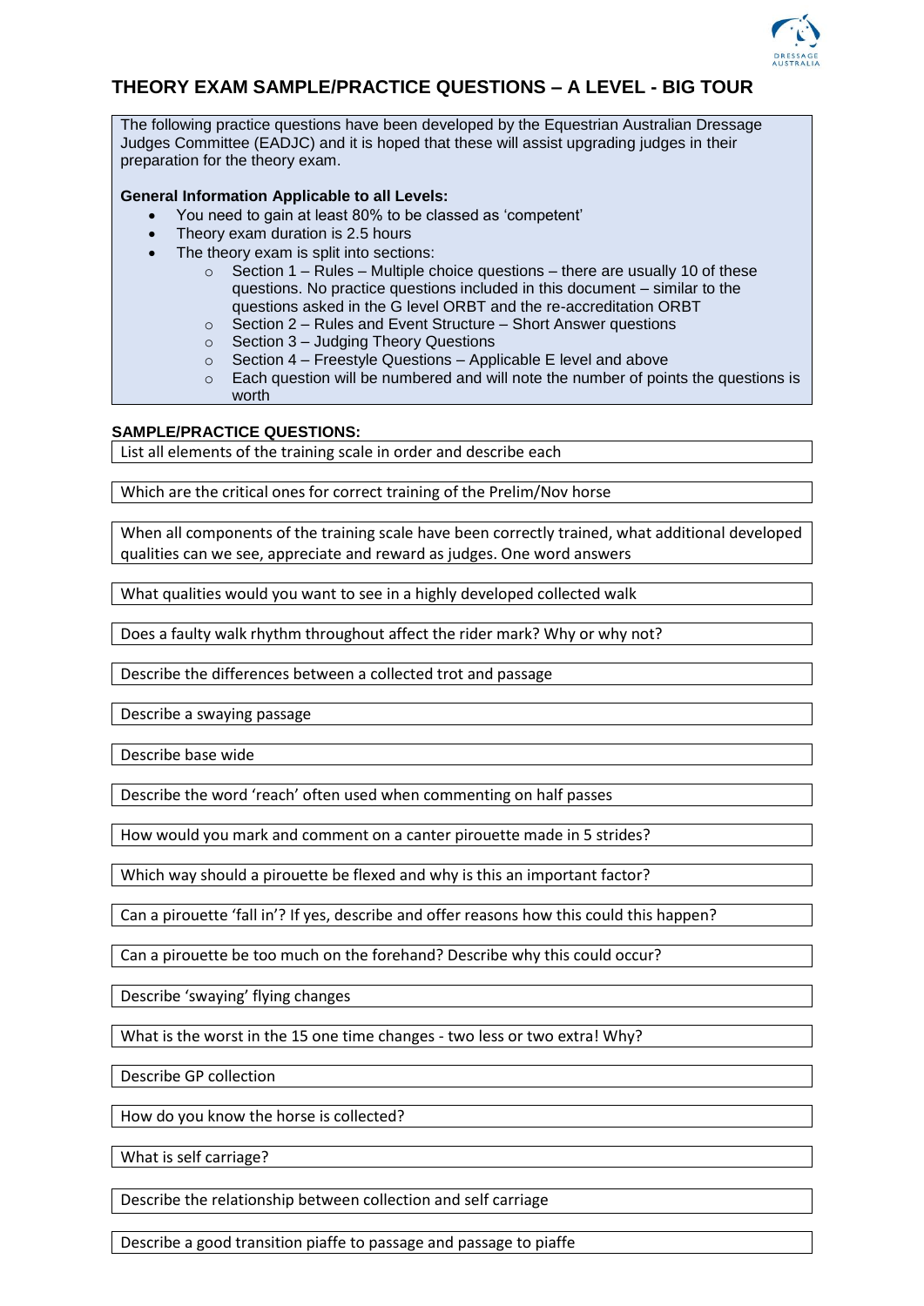# THEORY EXAM SAMPLE/PRACTICE QUESTIONS – A LEVEL - BIG TOUR

The following practice questions have been developed by the Equestrian Australian Dressage Judges Committee (EADJC) and it is hoped that these will assist upgrading judges in their preparation for the theory exam.

**General Information Applicable to all Levels:**

- You need to gain at least 80% to be classed as 'competent'
- Theory exam duration is 2.5 hours
- The theory exam is split into sections:
  - Section 1 – Rules – Multiple choice questions – there are usually 10 of these questions. No practice questions included in this document – similar to the questions asked in the G level ORBT and the re-accreditation ORBT
  - Section 2 – Rules and Event Structure – Short Answer questions
  - Section 3 – Judging Theory Questions
  - Section 4 – Freestyle Questions – Applicable E level and above
  - Each question will be numbered and will note the number of points the questions is worth

**SAMPLE/PRACTICE QUESTIONS:**

List all elements of the training scale in order and describe each

Which are the critical ones for correct training of the Prelim/Nov horse

When all components of the training scale have been correctly trained, what additional developed qualities can we see, appreciate and reward as judges. One word answers

What qualities would you want to see in a highly developed collected walk

Does a faulty walk rhythm throughout affect the rider mark? Why or why not?

Describe the differences between a collected trot and passage

Describe a swaying passage

Describe base wide

Describe the word 'reach' often used when commenting on half passes

How would you mark and comment on a canter pirouette made in 5 strides?

Which way should a pirouette be flexed and why is this an important factor?

Can a pirouette 'fall in'? If yes, describe and offer reasons how this could this happen?

Can a pirouette be too much on the forehand? Describe why this could occur?

Describe 'swaying' flying changes

What is the worst in the 15 one time changes - two less or two extra! Why?

Describe GP collection

How do you know the horse is collected?

What is self carriage?

Describe the relationship between collection and self carriage

Describe a good transition piaffe to passage and passage to piaffe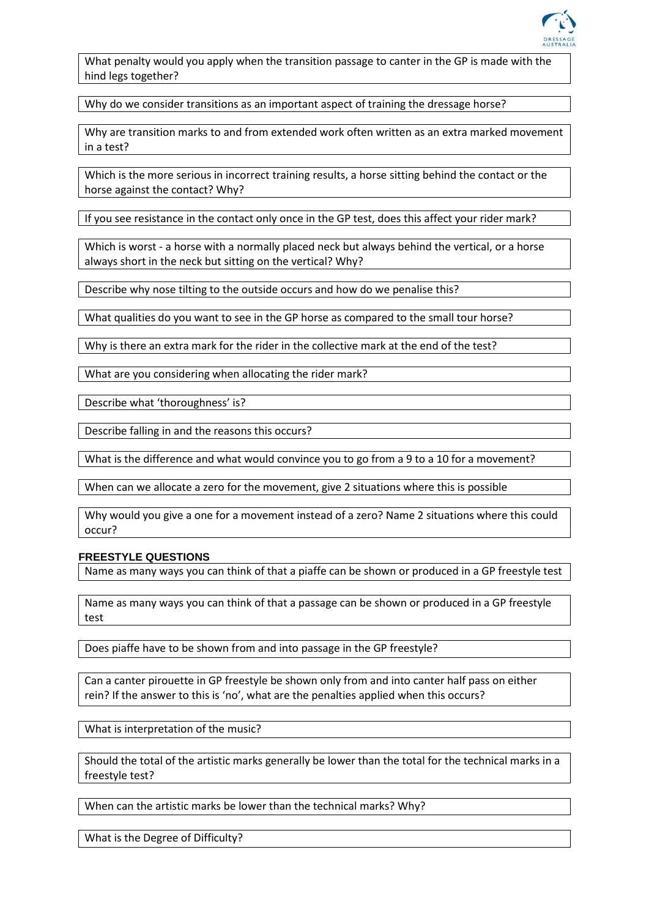What penalty would you apply when the transition passage to canter in the GP is made with the hind legs together?

Why do we consider transitions as an important aspect of training the dressage horse?

Why are transition marks to and from extended work often written as an extra marked movement in a test?

Which is the more serious in incorrect training results, a horse sitting behind the contact or the horse against the contact? Why?

If you see resistance in the contact only once in the GP test, does this affect your rider mark?

Which is worst - a horse with a normally placed neck but always behind the vertical, or a horse always short in the neck but sitting on the vertical? Why?

Describe why nose tilting to the outside occurs and how do we penalise this?

What qualities do you want to see in the GP horse as compared to the small tour horse?

Why is there an extra mark for the rider in the collective mark at the end of the test?

What are you considering when allocating the rider mark?

Describe what 'thoroughness' is?

Describe falling in and the reasons this occurs?

What is the difference and what would convince you to go from a 9 to a 10 for a movement?

When can we allocate a zero for the movement, give 2 situations where this is possible

Why would you give a one for a movement instead of a zero? Name 2 situations where this could occur?

**FREESTYLE QUESTIONS**

Name as many ways you can think of that a piaffe can be shown or produced in a GP freestyle test

Name as many ways you can think of that a passage can be shown or produced in a GP freestyle test

Does piaffe have to be shown from and into passage in the GP freestyle?

Can a canter pirouette in GP freestyle be shown only from and into canter half pass on either rein? If the answer to this is 'no', what are the penalties applied when this occurs?

What is interpretation of the music?

Should the total of the artistic marks generally be lower than the total for the technical marks in a freestyle test?

When can the artistic marks be lower than the technical marks? Why?

What is the Degree of Difficulty?